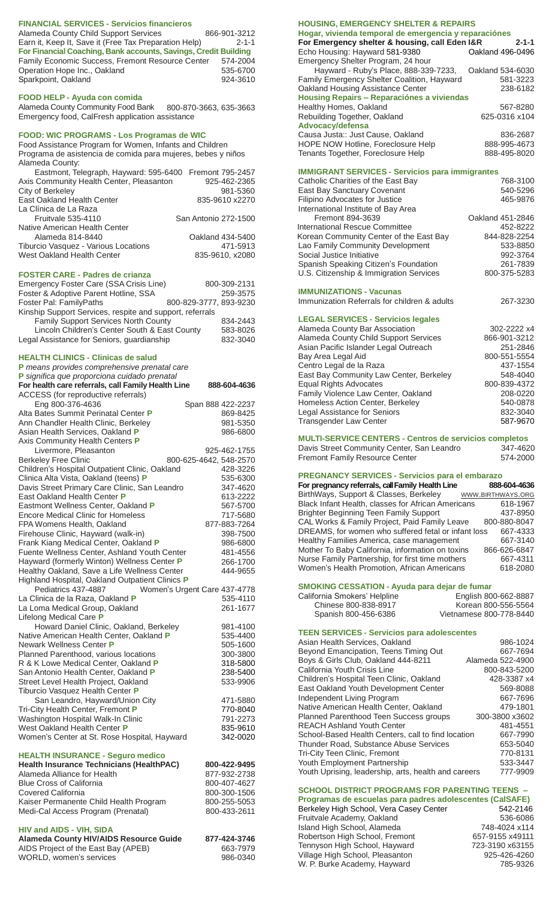## FINANCIAL SERVICES - Servicios financieros

Alameda County Child Support Services 866-901-3212
Earn it, Keep It, Save it (Free Tax Preparation Help) 2-1-1
**For Financial Coaching, Bank accounts, Savings, Credit Building**
Family Economic Success, Fremont Resource Center 574-2004
Operation Hope Inc., Oakland 535-6700
Sparkpoint, Oakland 924-3610

## FOOD HELP - Ayuda con comida

Alameda County Community Food Bank 800-870-3663, 635-3663
Emergency food, CalFresh application assistance

## FOOD: WIC PROGRAMS - Los Programas de WIC

Food Assistance Program for Women, Infants and Children
Programa de asistencia de comida para mujeres, bebes y niños
Alameda County:
Eastmont, Telegraph, Hayward: 595-6400 Fremont 795-2457
Axis Community Health Center, Pleasanton 925-462-2365
City of Berkeley 981-5360
East Oakland Health Center 835-9610 x2270
La Clínica de La Raza
Fruitvale 535-4110 San Antonio 272-1500
Native American Health Center
Alameda 814-8440 Oakland 434-5400
Tiburcio Vasquez - Various Locations 471-5913
West Oakland Health Center 835-9610, x2080

## FOSTER CARE - Padres de crianza

Emergency Foster Care (SSA Crisis Line) 800-309-2131
Foster & Adoptive Parent Hotline, SSA 259-3575
Foster Pal: FamilyPaths 800-829-3777, 893-9230
Kinship Support Services, respite and support, referrals
Family Support Services North County 834-2443
Lincoln Children's Center South & East County 583-8026
Legal Assistance for Seniors, guardianship 832-3040

## HEALTH CLINICS - Clinicas de salud

**P** *means provides comprehensive prenatal care*
**P** *significa que proporciona cuidado prenatal*
**For health care referrals, call Family Health Line 888-604-4636**
ACCESS (for reproductive referrals)
Eng 800-376-4636 Span 888 422-2237
Alta Bates Summit Perinatal Center **P** 869-8425
Ann Chandler Health Clinic, Berkeley 981-5350
Asian Health Services, Oakland **P** 986-6800
Axis Community Health Centers **P**
Livermore, Pleasanton 925-462-1755
Berkeley Free Clinic 800-625-4642, 548-2570
Children's Hospital Outpatient Clinic, Oakland 428-3226
Clinica Alta Vista, Oakland (teens) **P** 535-6300
Davis Street Primary Care Clinic, San Leandro 347-4620
East Oakland Health Center **P** 613-2222
Eastmont Wellness Center, Oakland **P** 567-5700
Encore Medical Clinic for Homeless 717-5680
FPA Womens Health, Oakland 877-883-7264
Firehouse Clinic, Hayward (walk-in) 398-7500
Frank Kiang Medical Center, Oakland **P** 986-6800
Fuente Wellness Center, Ashland Youth Center 481-4556
Hayward (formerly Winton) Wellness Center **P** 266-1700
Healthy Oakland, Save a Life Wellness Center 444-9655
Highland Hospital, Oakland Outpatient Clinics **P**
Pediatrics 437-4887 Women's Urgent Care 437-4778
La Clinica de la Raza, Oakland **P** 535-4110
La Loma Medical Group, Oakland 261-1677
Lifelong Medical Care **P**
Howard Daniel Clinic, Oakland, Berkeley 981-4100
Native American Health Center, Oakland **P** 535-4400
Newark Wellness Center **P** 505-1600
Planned Parenthood, various locations 300-3800
R & K Lowe Medical Center, Oakland **P** 318-5800
San Antonio Health Center, Oakland **P** 238-5400
Street Level Health Project, Oakland 533-9906
Tiburcio Vasquez Health Center **P**
San Leandro, Hayward/Union City 471-5880
Tri-City Health Center, Fremont **P** 770-8040
Washington Hospital Walk-In Clinic 791-2273
West Oakland Health Center **P** 835-9610
Women's Center at St. Rose Hospital, Hayward 342-0020

## HEALTH INSURANCE - Seguro medico

**Health Insurance Technicians (HealthPAC) 800-422-9495**
Alameda Alliance for Health 877-932-2738
Blue Cross of California 800-407-4627
Covered California 800-300-1506
Kaiser Permanente Child Health Program 800-255-5053
Medi-Cal Access Program (Prenatal) 800-433-2611

## HIV and AIDS - VIH, SIDA

**Alameda County HIV/AIDS Resource Guide 877-424-3746**
AIDS Project of the East Bay (APEB) 663-7979
WORLD, women's services 986-0340

## HOUSING, EMERGENCY SHELTER & REPAIRS

**Hogar, vivienda temporal de emergencia y reparaciónes**
**For Emergency shelter & housing, call Eden I&R 2-1-1**
Echo Housing: Hayward 581-9380 Oakland 496-0496
Emergency Shelter Program, 24 hour
Hayward - Ruby's Place, 888-339-7233, Oakland 534-6030
Family Emergency Shelter Coalition, Hayward 581-3223
Oakland Housing Assistance Center 238-6182
**Housing Repairs – Reparaciónes a viviendas**
Healthy Homes, Oakland 567-8280
Rebuilding Together, Oakland 625-0316 x104
**Advocacy/defensa**
Causa Justa:: Just Cause, Oakland 836-2687
HOPE NOW Hotline, Foreclosure Help 888-995-4673
Tenants Together, Foreclosure Help 888-495-8020

## IMMIGRANT SERVICES - Servicios para immigrantes

Catholic Charities of the East Bay 768-3100
East Bay Sanctuary Covenant 540-5296
Filipino Advocates for Justice 465-9876
International Institute of Bay Area
Fremont 894-3639 Oakland 451-2846
International Rescue Committee 452-8222
Korean Community Center of the East Bay 844-828-2254
Lao Family Community Development 533-8850
Social Justice Initiative 992-3764
Spanish Speaking Citizen's Foundation 261-7839
U.S. Citizenship & Immigration Services 800-375-5283

## IMMUNIZATIONS - Vacunas

Immunization Referrals for children & adults 267-3230

## LEGAL SERVICES - Servicios legales

Alameda County Bar Association 302-2222 x4
Alameda County Child Support Services 866-901-3212
Asian Pacific Islander Legal Outreach 251-2846
Bay Area Legal Aid 800-551-5554
Centro Legal de la Raza 437-1554
East Bay Community Law Center, Berkeley 548-4040
Equal Rights Advocates 800-839-4372
Family Violence Law Center, Oakland 208-0220
Homeless Action Center, Berkeley 540-0878
Legal Assistance for Seniors 832-3040
Transgender Law Center 587-9670

## MULTI-SERVICE CENTERS - Centros de servicios completos

Davis Street Community Center, San Leandro 347-4620
Fremont Family Resource Center 574-2000

## PREGNANCY SERVICES - Servicios para el embarazo

**For pregnancy referrals, call Family Health Line 888-604-4636**
BirthWays, Support & Classes, Berkeley WWW.BIRTHWAYS.ORG
Black Infant Health, classes for African Americans 618-1967
Brighter Beginning Teen Family Support 437-8950
CAL Works & Family Project, Paid Family Leave 800-880-8047
DREAMS, for women who suffered fetal or infant loss 667-4333
Healthy Families America, case management 667-3140
Mother To Baby California, information on toxins 866-626-6847
Nurse Family Partnership, for first time mothers 667-4311
Women's Health Promotion, African Americans 618-2080

## SMOKING CESSATION - Ayuda para dejar de fumar

California Smokers' Helpline English 800-662-8887
Chinese 800-838-8917 Korean 800-556-5564
Spanish 800-456-6386 Vietnamese 800-778-8440

## TEEN SERVICES - Servicios para adolescentes

Asian Health Services, Oakland 986-1024
Beyond Emancipation, Teens Timing Out 667-7694
Boys & Girls Club, Oakland 444-8211 Alameda 522-4900
California Youth Crisis Line 800-843-5200
Children's Hospital Teen Clinic, Oakland 428-3387 x4
East Oakland Youth Development Center 569-8088
Independent Living Program 667-7696
Native American Health Center, Oakland 479-1801
Planned Parenthood Teen Success groups 300-3800 x3602
REACH Ashland Youth Center 481-4551
School-Based Health Centers, call to find location 667-7990
Thunder Road, Substance Abuse Services 653-5040
Tri-City Teen Clinic, Fremont 770-8131
Youth Employment Partnership 533-3447
Youth Uprising, leadership, arts, health and careers 777-9909

## SCHOOL DISTRICT PROGRAMS FOR PARENTING TEENS – Programas de escuelas para padres adolescentes (CalSAFE)

Berkeley High School, Vera Casey Center 542-2146
Fruitvale Academy, Oakland 536-6086
Island High School, Alameda 748-4024 x114
Robertson High School, Fremont 657-9155 x49111
Tennyson High School, Hayward 723-3190 x63155
Village High School, Pleasanton 925-426-4260
W. P. Burke Academy, Hayward 785-9326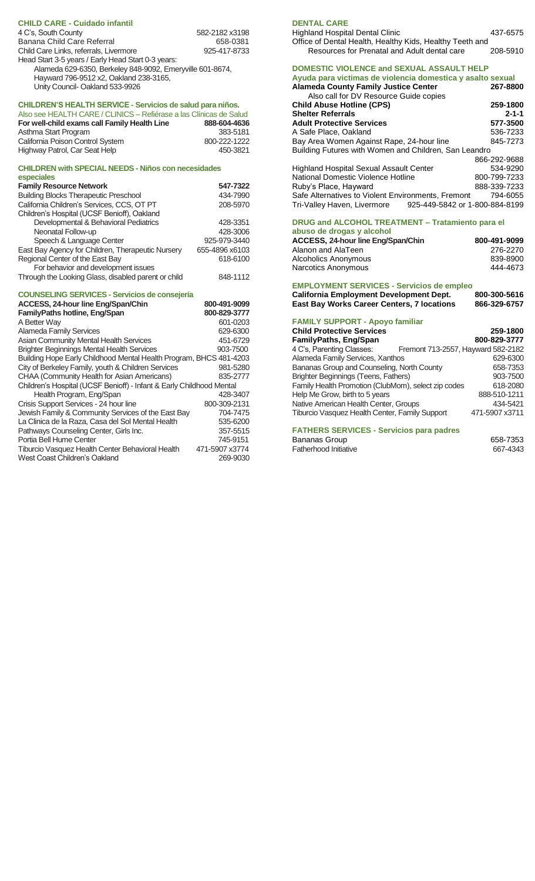## CHILD CARE - Cuidado infantil

| | |
|---|---|
| 4 C's, South County | 582-2182 x3198 |
| Banana Child Care Referral | 658-0381 |
| Child Care Links, referrals, Livermore | 925-417-8733 |

Head Start 3-5 years / Early Head Start 0-3 years:
Alameda 629-6350, Berkeley 848-9092, Emeryville 601-8674, Hayward 796-9512 x2, Oakland 238-3165, Unity Council- Oakland 533-9926

## CHILDREN'S HEALTH SERVICE - Servicios de salud para niños.

Also see HEALTH CARE / CLINICS – Refiérase a las Clínicas de Salud

| | |
|---|---|
| **For well-child exams call Family Health Line** | **888-604-4636** |
| Asthma Start Program | 383-5181 |
| California Poison Control System | 800-222-1222 |
| Highway Patrol, Car Seat Help | 450-3821 |

## CHILDREN with SPECIAL NEEDS - Niños con necesidades especiales

| | |
|---|---|
| **Family Resource Network** | **547-7322** |
| Building Blocks Therapeutic Preschool | 434-7990 |
| California Children's Services, CCS, OT PT | 208-5970 |
| Children's Hospital (UCSF Benioff), Oakland | |
| Developmental & Behavioral Pediatrics | 428-3351 |
| Neonatal Follow-up | 428-3006 |
| Speech & Language Center | 925-979-3440 |
| East Bay Agency for Children, Therapeutic Nursery | 655-4896 x6103 |
| Regional Center of the East Bay | 618-6100 |
| For behavior and development issues | |
| Through the Looking Glass, disabled parent or child | 848-1112 |

## COUNSELING SERVICES - Servicios de consejería

| | |
|---|---|
| **ACCESS, 24-hour line Eng/Span/Chin** | **800-491-9099** |
| **FamilyPaths hotline, Eng/Span** | **800-829-3777** |
| A Better Way | 601-0203 |
| Alameda Family Services | 629-6300 |
| Asian Community Mental Health Services | 451-6729 |
| Brighter Beginnings Mental Health Services | 903-7500 |
| Building Hope Early Childhood Mental Health Program, BHCS | 481-4203 |
| City of Berkeley Family, youth & Children Services | 981-5280 |
| CHAA (Community Health for Asian Americans) | 835-2777 |
| Children's Hospital (UCSF Benioff) - Infant & Early Childhood Mental Health Program, Eng/Span | 428-3407 |
| Crisis Support Services - 24 hour line | 800-309-2131 |
| Jewish Family & Community Services of the East Bay | 704-7475 |
| La Clinica de la Raza, Casa del Sol Mental Health | 535-6200 |
| Pathways Counseling Center, Girls Inc. | 357-5515 |
| Portia Bell Hume Center | 745-9151 |
| Tiburcio Vasquez Health Center Behavioral Health | 471-5907 x3774 |
| West Coast Children's Oakland | 269-9030 |

## DENTAL CARE

| | |
|---|---|
| Highland Hospital Dental Clinic | 437-6575 |
| Office of Dental Health, Healthy Kids, Healthy Teeth and Resources for Prenatal and Adult dental care | 208-5910 |

## DOMESTIC VIOLENCE and SEXUAL ASSAULT HELP

**Ayuda para victimas de violencia domestica y asalto sexual**

| | |
|---|---|
| **Alameda County Family Justice Center** | **267-8800** |
| Also call for DV Resource Guide copies | |
| **Child Abuse Hotline (CPS)** | **259-1800** |
| **Shelter Referrals** | **2-1-1** |
| **Adult Protective Services** | **577-3500** |
| A Safe Place, Oakland | 536-7233 |
| Bay Area Women Against Rape, 24-hour line | 845-7273 |
| Building Futures with Women and Children, San Leandro | 866-292-9688 |
| Highland Hospital Sexual Assault Center | 534-9290 |
| National Domestic Violence Hotline | 800-799-7233 |
| Ruby's Place, Hayward | 888-339-7233 |
| Safe Alternatives to Violent Environments, Fremont | 794-6055 |
| Tri-Valley Haven, Livermore | 925-449-5842 or 1-800-884-8199 |

## DRUG and ALCOHOL TREATMENT – Tratamiento para el abuso de drogas y alcohol

| | |
|---|---|
| **ACCESS, 24-hour line Eng/Span/Chin** | **800-491-9099** |
| Alanon and AlaTeen | 276-2270 |
| Alcoholics Anonymous | 839-8900 |
| Narcotics Anonymous | 444-4673 |

## EMPLOYMENT SERVICES - Servicios de empleo

| | |
|---|---|
| **California Employment Development Dept.** | **800-300-5616** |
| **East Bay Works Career Centers, 7 locations** | **866-329-6757** |

## FAMILY SUPPORT - Apoyo familiar

| | |
|---|---|
| **Child Protective Services** | **259-1800** |
| **FamilyPaths, Eng/Span** | **800-829-3777** |
| 4 C's, Parenting Classes: | Fremont 713-2557, Hayward 582-2182 |
| Alameda Family Services, Xanthos | 629-6300 |
| Bananas Group and Counseling, North County | 658-7353 |
| Brighter Beginnings (Teens, Fathers) | 903-7500 |
| Family Health Promotion (ClubMom), select zip codes | 618-2080 |
| Help Me Grow, birth to 5 years | 888-510-1211 |
| Native American Health Center, Groups | 434-5421 |
| Tiburcio Vasquez Health Center, Family Support | 471-5907 x3711 |

## FATHERS SERVICES - Servicios para padres

| | |
|---|---|
| Bananas Group | 658-7353 |
| Fatherhood Initiative | 667-4343 |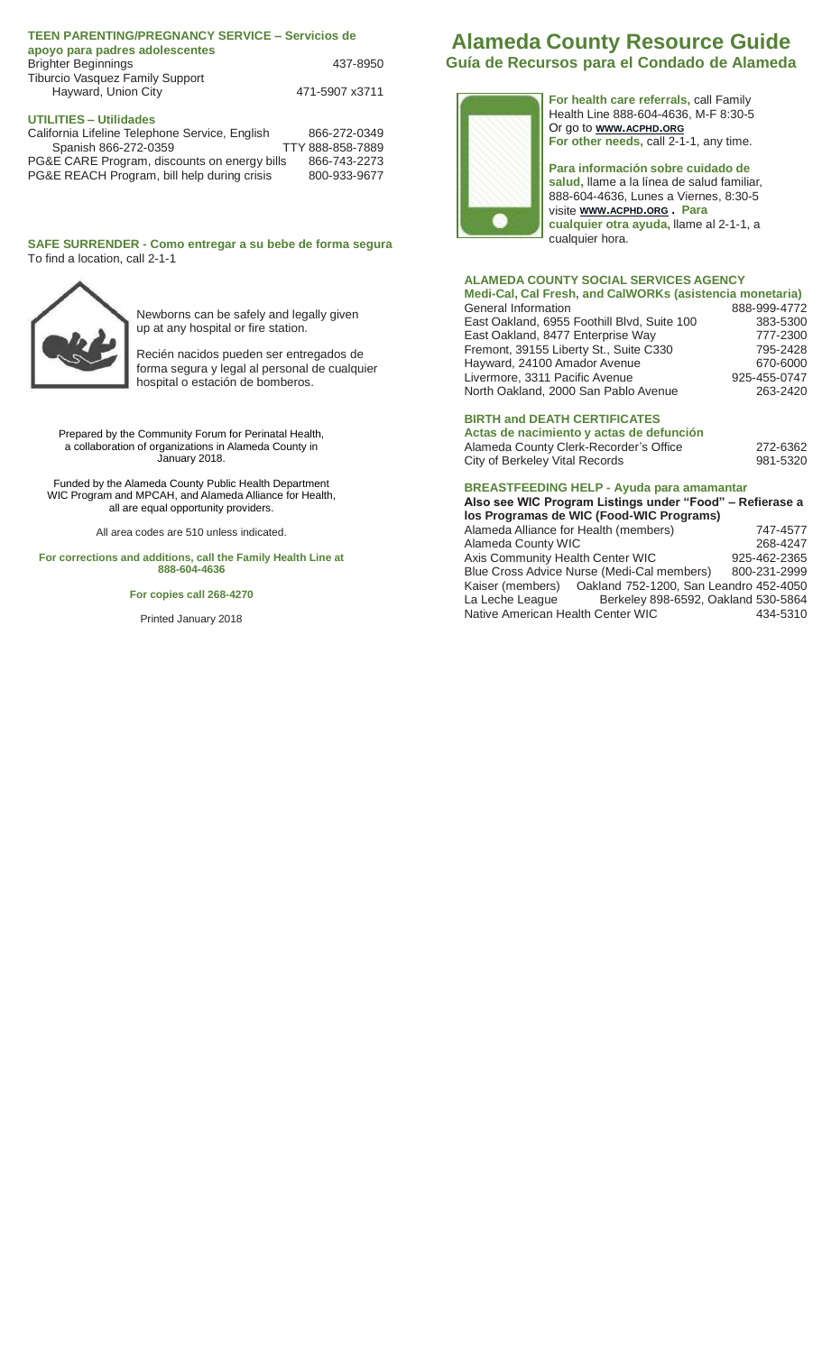**TEEN PARENTING/PREGNANCY SERVICE – Servicios de apoyo para padres adolescentes**

| | |
|---|---|
| Brighter Beginnings | 437-8950 |
| Tiburcio Vasquez Family Support Hayward, Union City | 471-5907 x3711 |

**UTILITIES – Utilidades**

| | |
|---|---|
| California Lifeline Telephone Service, English | 866-272-0349 |
| Spanish 866-272-0359 | TTY 888-858-7889 |
| PG&E CARE Program, discounts on energy bills | 866-743-2273 |
| PG&E REACH Program, bill help during crisis | 800-933-9677 |

**SAFE SURRENDER - Como entregar a su bebe de forma segura**

To find a location, call 2-1-1

Newborns can be safely and legally given up at any hospital or fire station.

Recién nacidos pueden ser entregados de forma segura y legal al personal de cualquier hospital o estación de bomberos.

Prepared by the Community Forum for Perinatal Health, a collaboration of organizations in Alameda County in January 2018.

Funded by the Alameda County Public Health Department WIC Program and MPCAH, and Alameda Alliance for Health, all are equal opportunity providers.

All area codes are 510 unless indicated.

**For corrections and additions, call the Family Health Line at 888-604-4636**

**For copies call 268-4270**

Printed January 2018

# Alameda County Resource Guide

## Guía de Recursos para el Condado de Alameda

**For health care referrals,** call Family Health Line 888-604-4636, M-F 8:30-5 Or go to **WWW.ACPHD.ORG**
**For other needs,** call 2-1-1, any time.

**Para información sobre cuidado de salud,** llame a la línea de salud familiar, 888-604-4636, Lunes a Viernes, 8:30-5 visite **WWW.ACPHD.ORG** . **Para cualquier otra ayuda,** llame al 2-1-1, a cualquier hora.

**ALAMEDA COUNTY SOCIAL SERVICES AGENCY**
**Medi-Cal, Cal Fresh, and CalWORKs (asistencia monetaria)**

| | |
|---|---|
| General Information | 888-999-4772 |
| East Oakland, 6955 Foothill Blvd, Suite 100 | 383-5300 |
| East Oakland, 8477 Enterprise Way | 777-2300 |
| Fremont, 39155 Liberty St., Suite C330 | 795-2428 |
| Hayward, 24100 Amador Avenue | 670-6000 |
| Livermore, 3311 Pacific Avenue | 925-455-0747 |
| North Oakland, 2000 San Pablo Avenue | 263-2420 |

**BIRTH and DEATH CERTIFICATES**
**Actas de nacimiento y actas de defunción**

| | |
|---|---|
| Alameda County Clerk-Recorder's Office | 272-6362 |
| City of Berkeley Vital Records | 981-5320 |

**BREASTFEEDING HELP - Ayuda para amamantar**
**Also see WIC Program Listings under "Food" – Refierase a los Programas de WIC (Food-WIC Programs)**

| | |
|---|---|
| Alameda Alliance for Health (members) | 747-4577 |
| Alameda County WIC | 268-4247 |
| Axis Community Health Center WIC | 925-462-2365 |
| Blue Cross Advice Nurse (Medi-Cal members) | 800-231-2999 |
| Kaiser (members) | Oakland 752-1200, San Leandro 452-4050 |
| La Leche League | Berkeley 898-6592, Oakland 530-5864 |
| Native American Health Center WIC | 434-5310 |